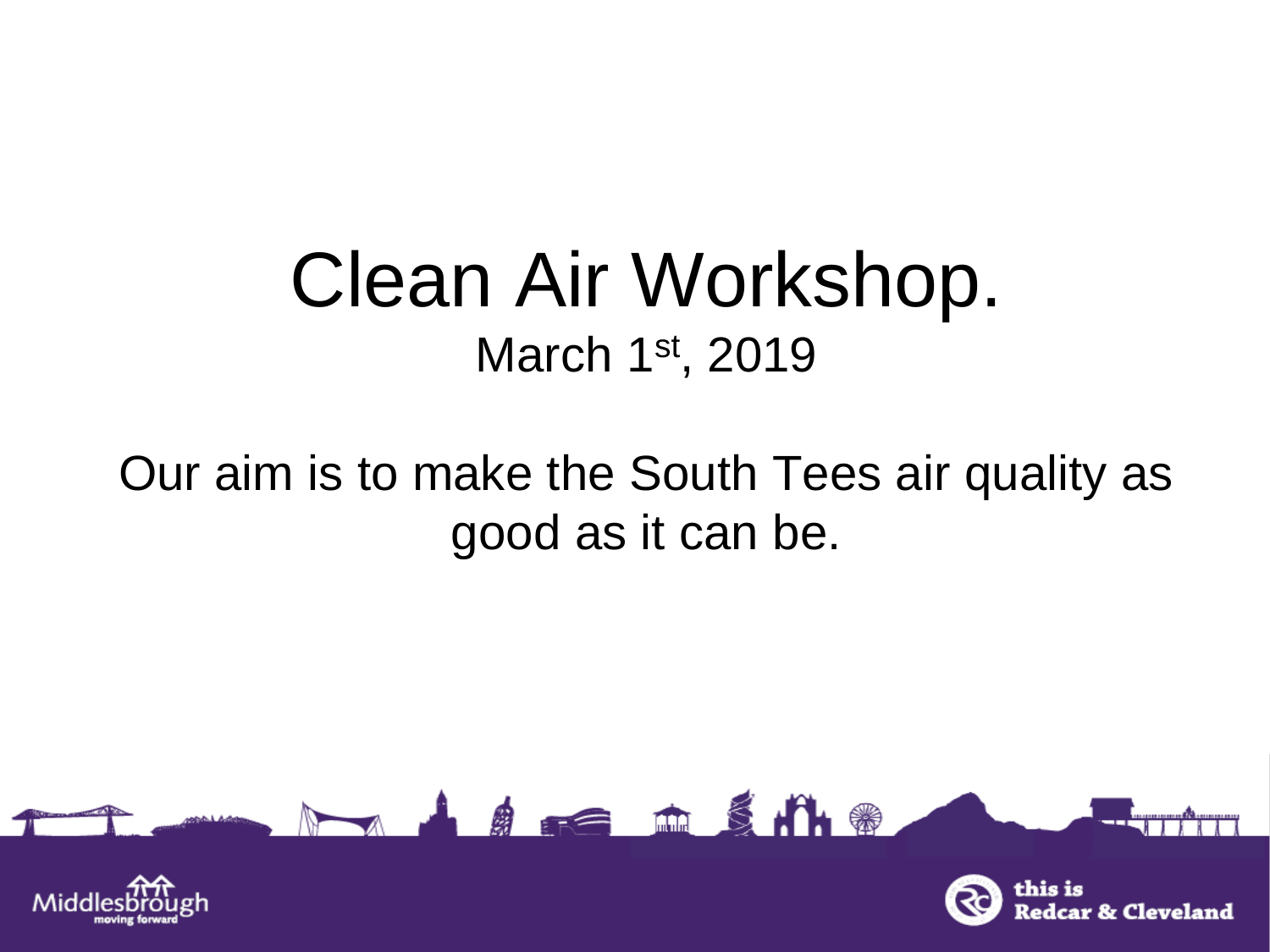# Clean Air Workshop.

March 1st, 2019

Our aim is to make the South Tees air quality as good as it can be.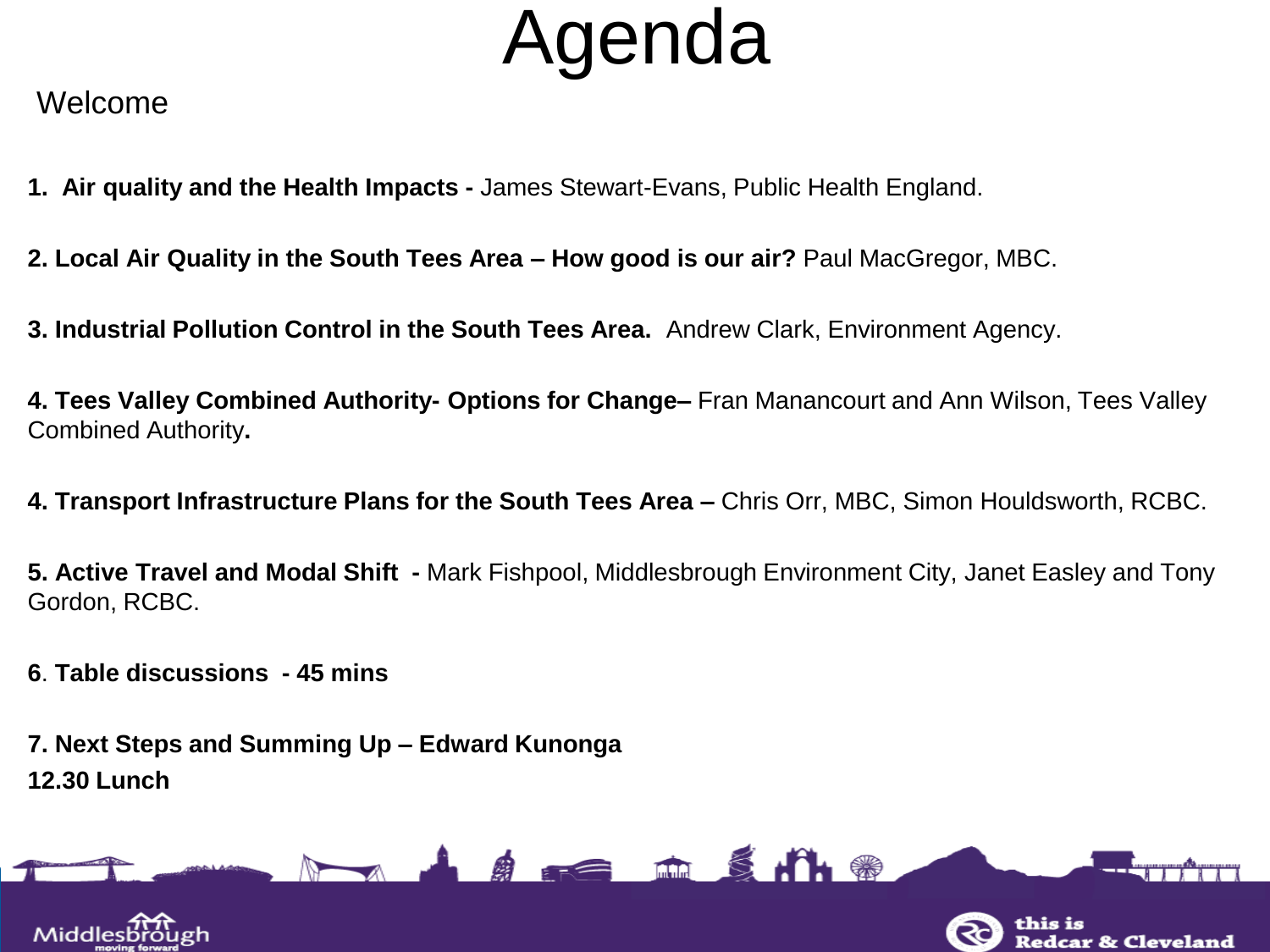# Agenda

Welcome

**1. Air quality and the Health Impacts -** James Stewart-Evans, Public Health England.

**2. Local Air Quality in the South Tees Area – How good is our air?** Paul MacGregor, MBC.

**3. Industrial Pollution Control in the South Tees Area.** Andrew Clark, Environment Agency.

**4. Tees Valley Combined Authority- Options for Change–** Fran Manancourt and Ann Wilson, Tees Valley Combined Authority**.**

**4. Transport Infrastructure Plans for the South Tees Area –** Chris Orr, MBC, Simon Houldsworth, RCBC.

**5. Active Travel and Modal Shift -** Mark Fishpool, Middlesbrough Environment City, Janet Easley and Tony Gordon, RCBC.

**6**. **Table discussions - 45 mins**

**7. Next Steps and Summing Up – Edward Kunonga**

**12.30 Lunch**

Middlesbrough moving forward

this is Redcar & Cleveland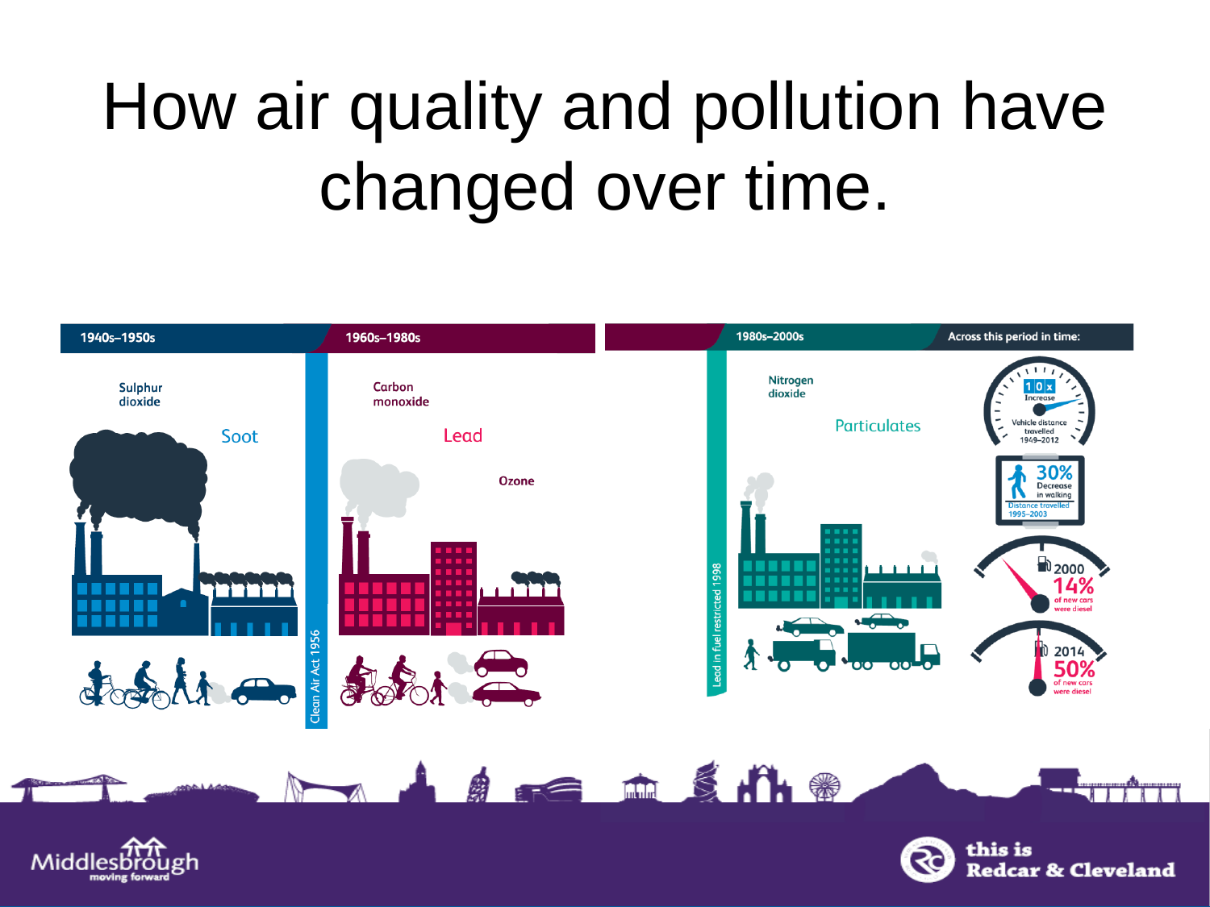# How air quality and pollution have changed over time.

**1940s–1950s**

Sulphur dioxide

Soot

Clean Air Act 1956

**1960s–1980s**

Carbon monoxide

Lead

Ozone

**1980s–2000s**

Lead in fuel restricted 1998

Nitrogen dioxide

Particulates

**Across this period in time:**

10x Increase — Vehicle distance travelled 1949–2012

30% Decrease in walking — Distance travelled 1995–2003

2000 — 14% of new cars were diesel

2014 — 50% of new cars were diesel

Middlesbrough moving forward

this is Redcar & Cleveland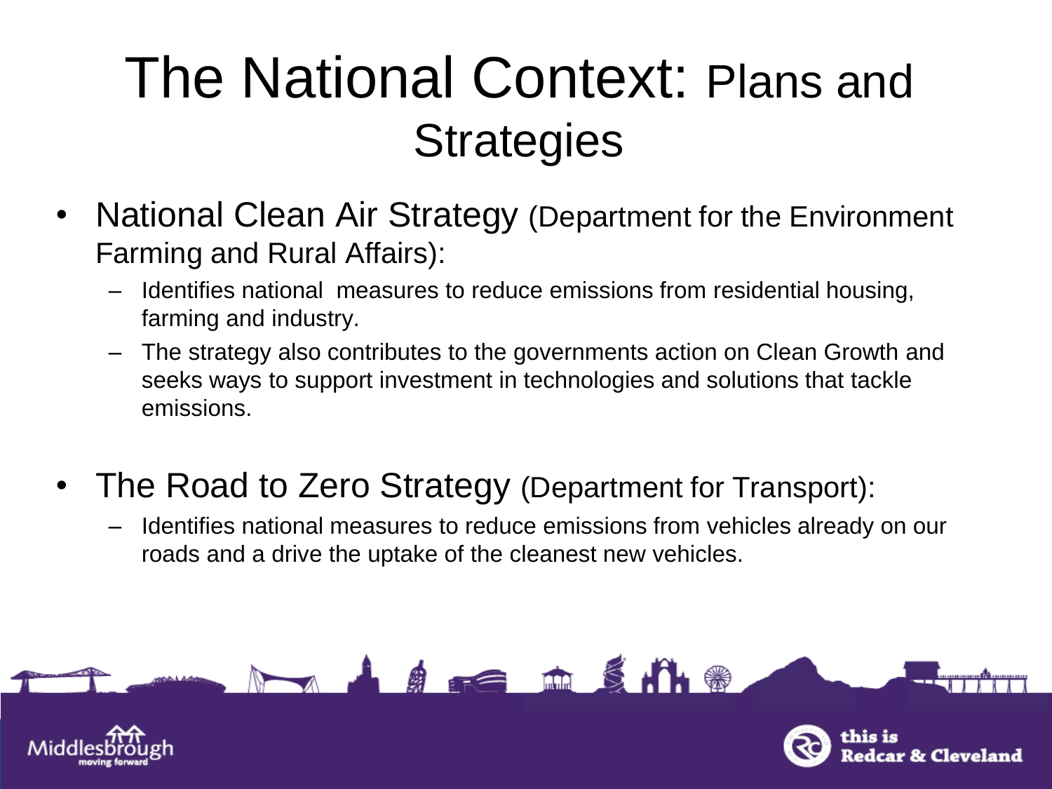# The National Context: Plans and Strategies

- National Clean Air Strategy (Department for the Environment Farming and Rural Affairs):
  - Identifies national measures to reduce emissions from residential housing, farming and industry.
  - The strategy also contributes to the governments action on Clean Growth and seeks ways to support investment in technologies and solutions that tackle emissions.
- The Road to Zero Strategy (Department for Transport):
  - Identifies national measures to reduce emissions from vehicles already on our roads and a drive the uptake of the cleanest new vehicles.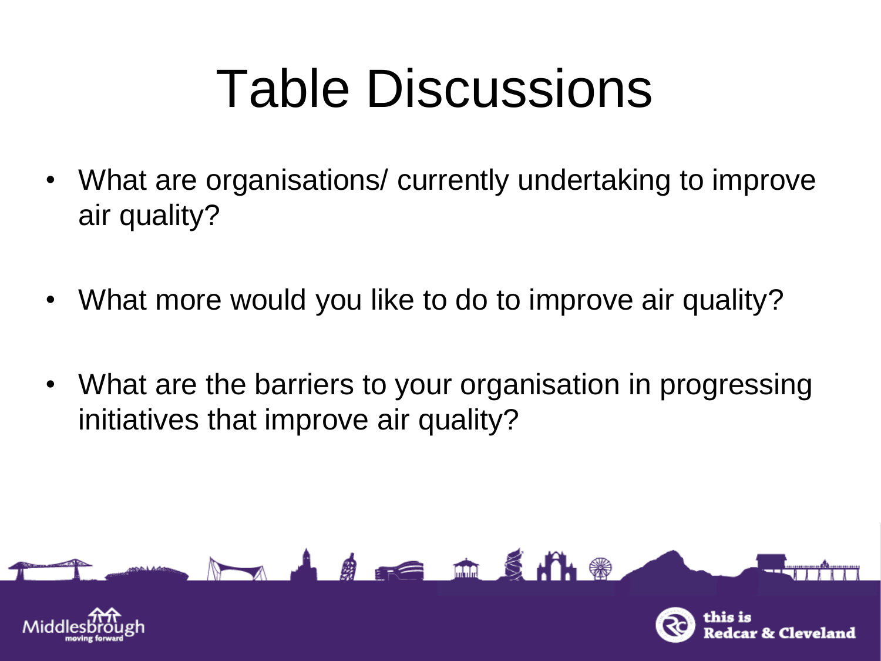# Table Discussions

- What are organisations/ currently undertaking to improve air quality?
- What more would you like to do to improve air quality?
- What are the barriers to your organisation in progressing initiatives that improve air quality?